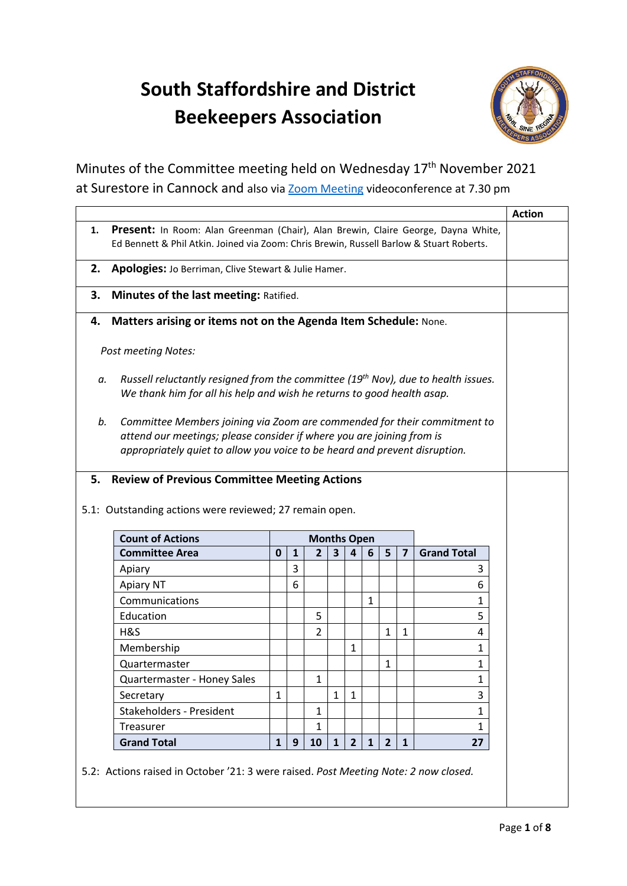# South Staffordshire and District Beekeepers Association

Minutes of the Committee meeting held on Wednesday 17th November 2021 at Surestore in Cannock and also via Zoom Meeting videoconference at 7.30 pm

| | Action |
|---|---|
| **1. Present:** In Room: Alan Greenman (Chair), Alan Brewin, Claire George, Dayna White, Ed Bennett & Phil Atkin. Joined via Zoom: Chris Brewin, Russell Barlow & Stuart Roberts. | |
| **2. Apologies:** Jo Berriman, Clive Stewart & Julie Hamer. | |
| **3. Minutes of the last meeting:** Ratified. | |
| **4. Matters arising or items not on the Agenda Item Schedule:** None. *Post meeting Notes:* *a. Russell reluctantly resigned from the committee (19th Nov), due to health issues. We thank him for all his help and wish he returns to good health asap.* *b. Committee Members joining via Zoom are commended for their commitment to attend our meetings; please consider if where you are joining from is appropriately quiet to allow you voice to be heard and prevent disruption.* | |

**5. Review of Previous Committee Meeting Actions**

5.1: Outstanding actions were reviewed; 27 remain open.

| Count of Actions | Months Open | | | | | | | | |
|---|---|---|---|---|---|---|---|---|---|
| **Committee Area** | **0** | **1** | **2** | **3** | **4** | **6** | **5** | **7** | **Grand Total** |
| Apiary | | 3 | | | | | | | 3 |
| Apiary NT | | 6 | | | | | | | 6 |
| Communications | | | | | | 1 | | | 1 |
| Education | | | 5 | | | | | | 5 |
| H&S | | | 2 | | | | 1 | 1 | 4 |
| Membership | | | | | 1 | | | | 1 |
| Quartermaster | | | | | | | 1 | | 1 |
| Quartermaster - Honey Sales | | | 1 | | | | | | 1 |
| Secretary | 1 | | | 1 | 1 | | | | 3 |
| Stakeholders - President | | | 1 | | | | | | 1 |
| Treasurer | | | 1 | | | | | | 1 |
| **Grand Total** | **1** | **9** | **10** | **1** | **2** | **1** | **2** | **1** | **27** |

5.2: Actions raised in October '21: 3 were raised. *Post Meeting Note: 2 now closed.*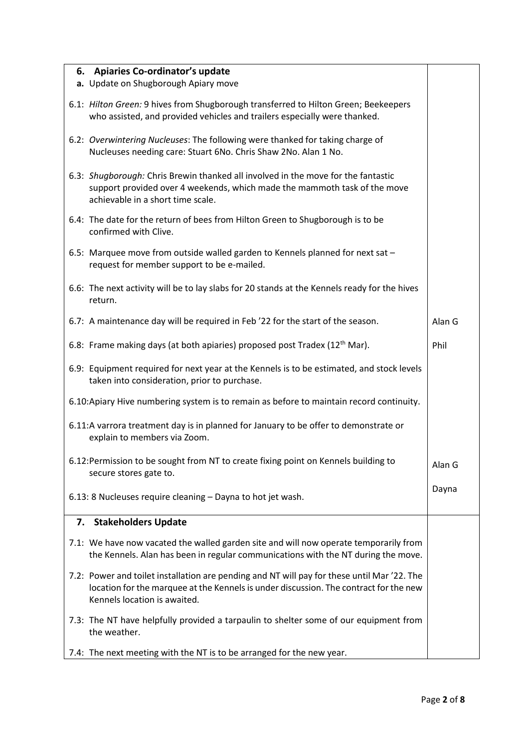| 6. **Apiaries Co-ordinator's update** | |
|---|---|
| **a.** Update on Shugborough Apiary move | |
| 6.1: *Hilton Green:* 9 hives from Shugborough transferred to Hilton Green; Beekeepers who assisted, and provided vehicles and trailers especially were thanked. | |
| 6.2: *Overwintering Nucleuses*: The following were thanked for taking charge of Nucleuses needing care: Stuart 6No. Chris Shaw 2No. Alan 1 No. | |
| 6.3: *Shugborough:* Chris Brewin thanked all involved in the move for the fantastic support provided over 4 weekends, which made the mammoth task of the move achievable in a short time scale. | |
| 6.4: The date for the return of bees from Hilton Green to Shugborough is to be confirmed with Clive. | |
| 6.5: Marquee move from outside walled garden to Kennels planned for next sat – request for member support to be e-mailed. | |
| 6.6: The next activity will be to lay slabs for 20 stands at the Kennels ready for the hives return. | |
| 6.7: A maintenance day will be required in Feb '22 for the start of the season. | Alan G |
| 6.8: Frame making days (at both apiaries) proposed post Tradex (12th Mar). | Phil |
| 6.9: Equipment required for next year at the Kennels is to be estimated, and stock levels taken into consideration, prior to purchase. | |
| 6.10:Apiary Hive numbering system is to remain as before to maintain record continuity. | |
| 6.11:A varrora treatment day is in planned for January to be offer to demonstrate or explain to members via Zoom. | |
| 6.12:Permission to be sought from NT to create fixing point on Kennels building to secure stores gate to. | Alan G |
| 6.13: 8 Nucleuses require cleaning – Dayna to hot jet wash. | Dayna |
| 7. **Stakeholders Update** | |
| 7.1: We have now vacated the walled garden site and will now operate temporarily from the Kennels. Alan has been in regular communications with the NT during the move. | |
| 7.2: Power and toilet installation are pending and NT will pay for these until Mar '22. The location for the marquee at the Kennels is under discussion. The contract for the new Kennels location is awaited. | |
| 7.3: The NT have helpfully provided a tarpaulin to shelter some of our equipment from the weather. | |
| 7.4: The next meeting with the NT is to be arranged for the new year. | |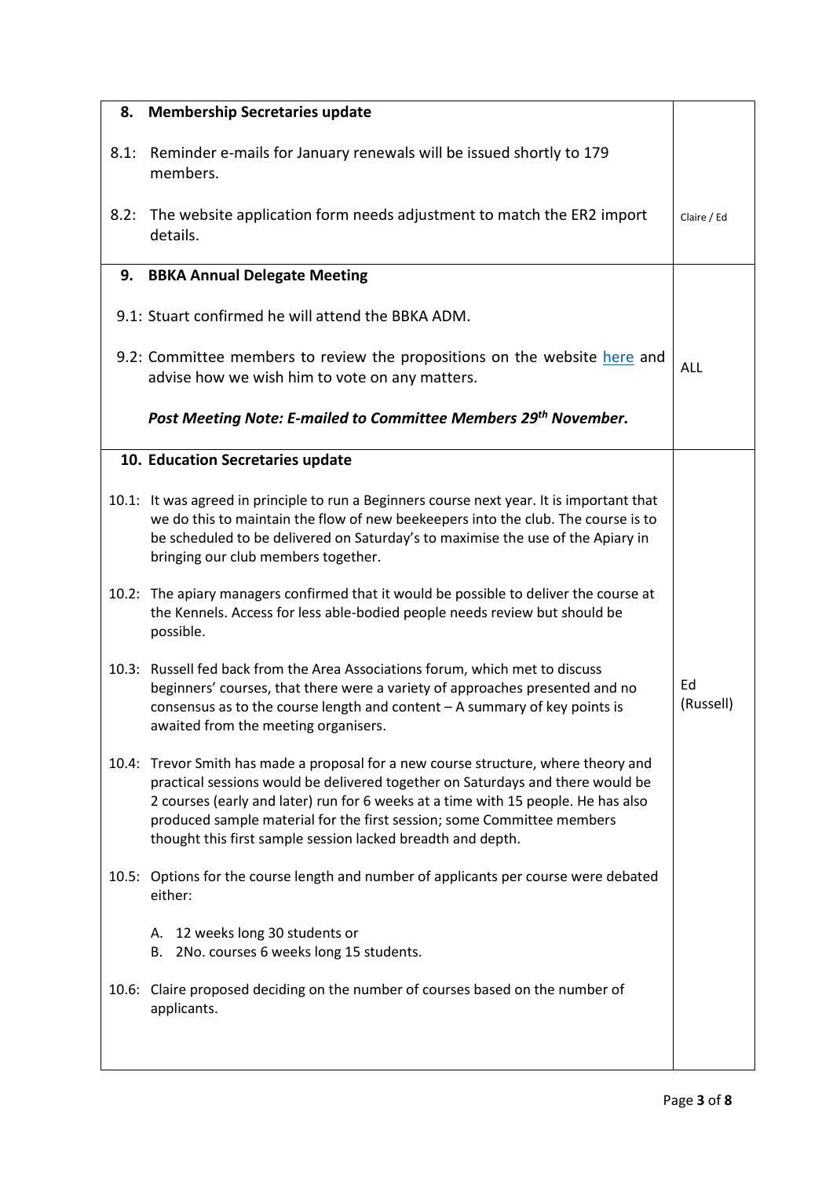| **8. Membership Secretaries update** | |
|---|---|
| 8.1: Reminder e-mails for January renewals will be issued shortly to 179 members. | |
| 8.2: The website application form needs adjustment to match the ER2 import details. | Claire / Ed |
| **9. BBKA Annual Delegate Meeting** | |
| 9.1: Stuart confirmed he will attend the BBKA ADM. | |
| 9.2: Committee members to review the propositions on the website here and advise how we wish him to vote on any matters. | ALL |
| ***Post Meeting Note: E-mailed to Committee Members 29th November.*** | |
| **10. Education Secretaries update** | |
| 10.1: It was agreed in principle to run a Beginners course next year. It is important that we do this to maintain the flow of new beekeepers into the club. The course is to be scheduled to be delivered on Saturday's to maximise the use of the Apiary in bringing our club members together. | |
| 10.2: The apiary managers confirmed that it would be possible to deliver the course at the Kennels. Access for less able-bodied people needs review but should be possible. | |
| 10.3: Russell fed back from the Area Associations forum, which met to discuss beginners' courses, that there were a variety of approaches presented and no consensus as to the course length and content – A summary of key points is awaited from the meeting organisers. | Ed (Russell) |
| 10.4: Trevor Smith has made a proposal for a new course structure, where theory and practical sessions would be delivered together on Saturdays and there would be 2 courses (early and later) run for 6 weeks at a time with 15 people. He has also produced sample material for the first session; some Committee members thought this first sample session lacked breadth and depth. | |
| 10.5: Options for the course length and number of applicants per course were debated either:<br>A. 12 weeks long 30 students or<br>B. 2No. courses 6 weeks long 15 students. | |
| 10.6: Claire proposed deciding on the number of courses based on the number of applicants. | |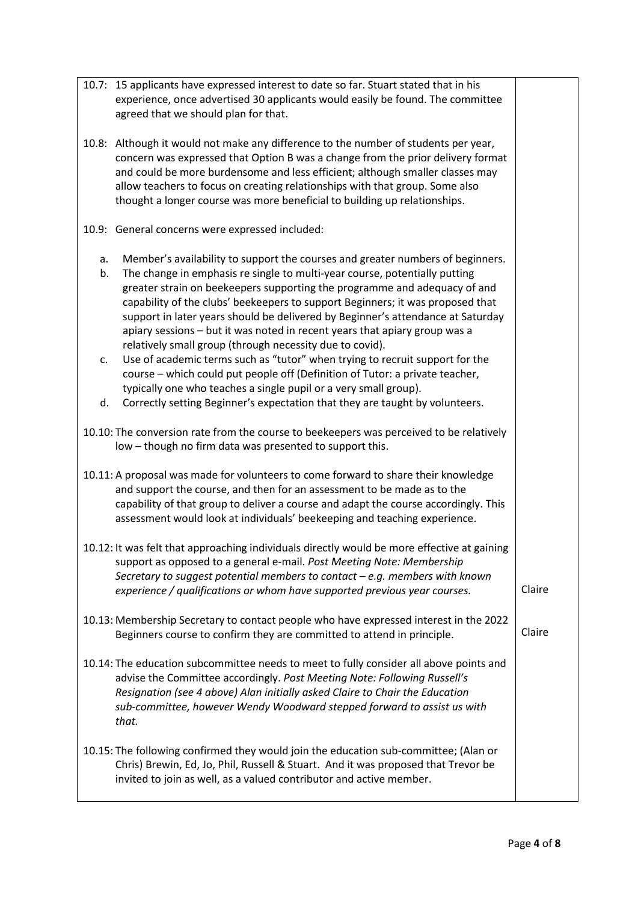| | |
|---|---|
| 10.7: 15 applicants have expressed interest to date so far. Stuart stated that in his experience, once advertised 30 applicants would easily be found. The committee agreed that we should plan for that. | |
| 10.8: Although it would not make any difference to the number of students per year, concern was expressed that Option B was a change from the prior delivery format and could be more burdensome and less efficient; although smaller classes may allow teachers to focus on creating relationships with that group. Some also thought a longer course was more beneficial to building up relationships. | |
| 10.9: General concerns were expressed included:<br><br>a. Member's availability to support the courses and greater numbers of beginners.<br>b. The change in emphasis re single to multi-year course, potentially putting greater strain on beekeepers supporting the programme and adequacy of and capability of the clubs' beekeepers to support Beginners; it was proposed that support in later years should be delivered by Beginner's attendance at Saturday apiary sessions – but it was noted in recent years that apiary group was a relatively small group (through necessity due to covid).<br>c. Use of academic terms such as "tutor" when trying to recruit support for the course – which could put people off (Definition of Tutor: a private teacher, typically one who teaches a single pupil or a very small group).<br>d. Correctly setting Beginner's expectation that they are taught by volunteers. | |
| 10.10: The conversion rate from the course to beekeepers was perceived to be relatively low – though no firm data was presented to support this. | |
| 10.11: A proposal was made for volunteers to come forward to share their knowledge and support the course, and then for an assessment to be made as to the capability of that group to deliver a course and adapt the course accordingly. This assessment would look at individuals' beekeeping and teaching experience. | |
| 10.12: It was felt that approaching individuals directly would be more effective at gaining support as opposed to a general e-mail. *Post Meeting Note: Membership Secretary to suggest potential members to contact – e.g. members with known experience / qualifications or whom have supported previous year courses.* | Claire |
| 10.13: Membership Secretary to contact people who have expressed interest in the 2022 Beginners course to confirm they are committed to attend in principle. | Claire |
| 10.14: The education subcommittee needs to meet to fully consider all above points and advise the Committee accordingly. *Post Meeting Note: Following Russell's Resignation (see 4 above) Alan initially asked Claire to Chair the Education sub-committee, however Wendy Woodward stepped forward to assist us with that.* | |
| 10.15: The following confirmed they would join the education sub-committee; (Alan or Chris) Brewin, Ed, Jo, Phil, Russell & Stuart. And it was proposed that Trevor be invited to join as well, as a valued contributor and active member. | |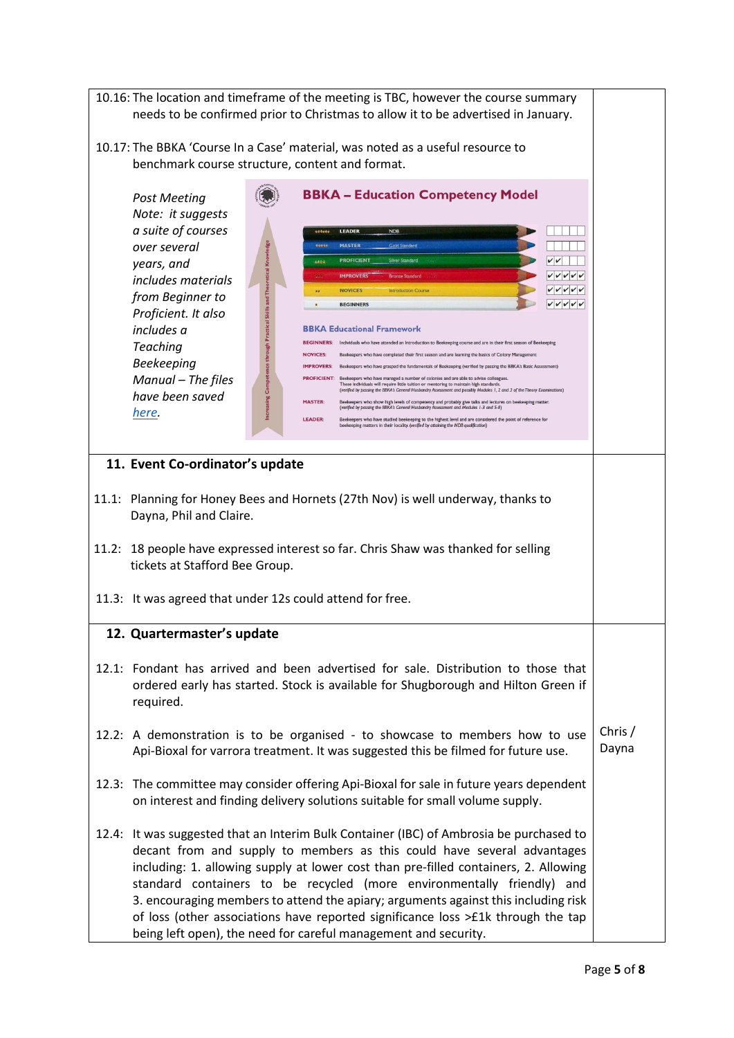| | |
|---|---|
| 10.16: The location and timeframe of the meeting is TBC, however the course summary needs to be confirmed prior to Christmas to allow it to be advertised in January. | |
| 10.17: The BBKA 'Course In a Case' material, was noted as a useful resource to benchmark course structure, content and format. | |
| *Post Meeting Note: it suggests a suite of courses over several years, and includes materials from Beginner to Proficient. It also includes a Teaching Beekeeping Manual – The files have been saved [here](#).* | |
| **BBKA – Education Competency Model** — LEADER: NDB; MASTER: Gold Standard; PROFICIENT: Silver Standard; IMPROVERS: Bronze Standard; NOVICES: Introduction Course; BEGINNERS. Increasing Competence through Practical Skills and Theoretical Knowledge. **BBKA Educational Framework** — BEGINNERS: Individuals who have attended an introduction to Beekeeping course and are in their first season of Beekeeping. NOVICES: Beekeepers who have completed their first season and are learning the basics of Colony Management. IMPROVERS: Beekeepers who have grasped the fundamentals of Beekeeping (verified by passing the BBKA's Basic Assessment). PROFICIENT: Beekeepers who have managed a number of colonies and are able to advise colleagues. These individuals will require little tuition or mentoring to maintain high standards. (verified by passing the BBKA's General Husbandry Assessment and possibly Modules 1, 2 and 3 of the Theory Examinations). MASTER: Beekeepers who show high levels of competency and probably give talks and lectures on beekeeping matter. (verified by passing the BBKA's General Husbandry Assessment and Modules 1-3 and 5-8). LEADER: Beekeepers who have studied beekeeping to the highest level and are considered the point of reference for beekeeping matters in their locality. (verified by attaining the NDB qualification) | |
| **11. Event Co-ordinator's update** | |
| 11.1: Planning for Honey Bees and Hornets (27th Nov) is well underway, thanks to Dayna, Phil and Claire. | |
| 11.2: 18 people have expressed interest so far. Chris Shaw was thanked for selling tickets at Stafford Bee Group. | |
| 11.3: It was agreed that under 12s could attend for free. | |
| **12. Quartermaster's update** | |
| 12.1: Fondant has arrived and been advertised for sale. Distribution to those that ordered early has started. Stock is available for Shugborough and Hilton Green if required. | |
| 12.2: A demonstration is to be organised - to showcase to members how to use Api-Bioxal for varrora treatment. It was suggested this be filmed for future use. | Chris / Dayna |
| 12.3: The committee may consider offering Api-Bioxal for sale in future years dependent on interest and finding delivery solutions suitable for small volume supply. | |
| 12.4: It was suggested that an Interim Bulk Container (IBC) of Ambrosia be purchased to decant from and supply to members as this could have several advantages including: 1. allowing supply at lower cost than pre-filled containers, 2. Allowing standard containers to be recycled (more environmentally friendly) and 3. encouraging members to attend the apiary; arguments against this including risk of loss (other associations have reported significance loss >£1k through the tap being left open), the need for careful management and security. | |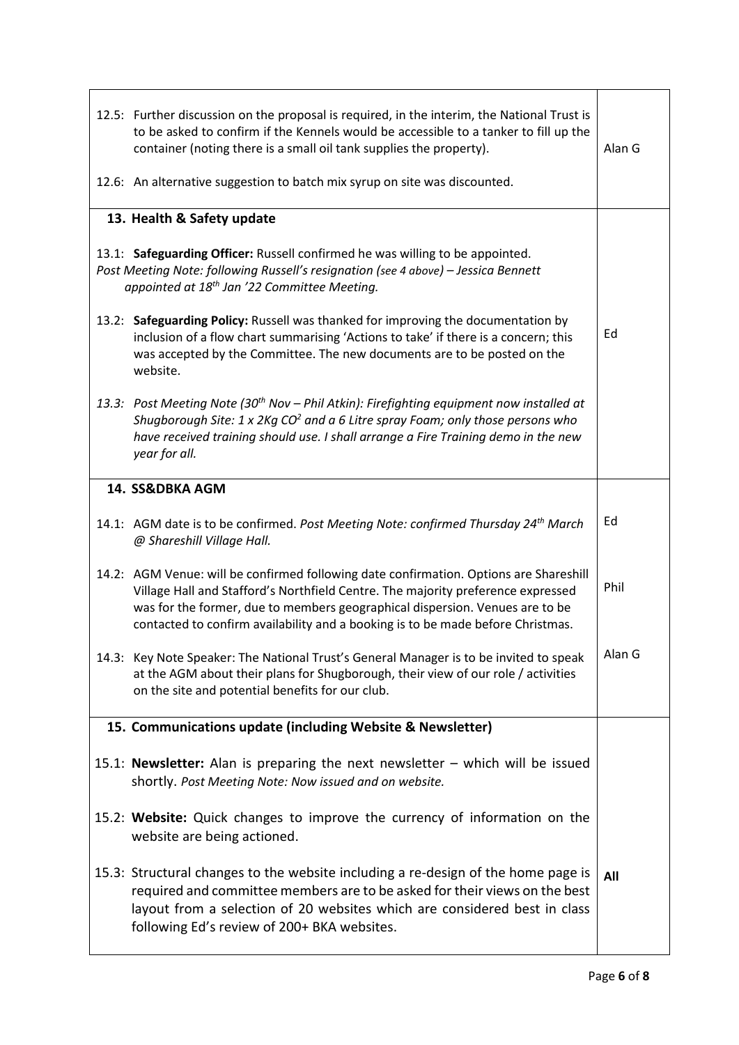| | |
|---|---|
| 12.5: Further discussion on the proposal is required, in the interim, the National Trust is to be asked to confirm if the Kennels would be accessible to a tanker to fill up the container (noting there is a small oil tank supplies the property).<br><br>12.6: An alternative suggestion to batch mix syrup on site was discounted. | Alan G |
| **13. Health & Safety update**<br><br>13.1: **Safeguarding Officer:** Russell confirmed he was willing to be appointed. *Post Meeting Note: following Russell's resignation (see 4 above) – Jessica Bennett appointed at 18th Jan '22 Committee Meeting.*<br><br>13.2: **Safeguarding Policy:** Russell was thanked for improving the documentation by inclusion of a flow chart summarising 'Actions to take' if there is a concern; this was accepted by the Committee. The new documents are to be posted on the website.<br><br>*13.3: Post Meeting Note (30th Nov – Phil Atkin): Firefighting equipment now installed at Shugborough Site: 1 x 2Kg $CO^2$ and a 6 Litre spray Foam; only those persons who have received training should use. I shall arrange a Fire Training demo in the new year for all.* | Ed |
| **14. SS&DBKA AGM**<br><br>14.1: AGM date is to be confirmed. *Post Meeting Note: confirmed Thursday 24th March @ Shareshill Village Hall.*<br><br>14.2: AGM Venue: will be confirmed following date confirmation. Options are Shareshill Village Hall and Stafford's Northfield Centre. The majority preference expressed was for the former, due to members geographical dispersion. Venues are to be contacted to confirm availability and a booking is to be made before Christmas.<br><br>14.3: Key Note Speaker: The National Trust's General Manager is to be invited to speak at the AGM about their plans for Shugborough, their view of our role / activities on the site and potential benefits for our club. | Ed<br><br>Phil<br><br>Alan G |
| **15. Communications update (including Website & Newsletter)**<br><br>15.1: **Newsletter:** Alan is preparing the next newsletter – which will be issued shortly. *Post Meeting Note: Now issued and on website.*<br><br>15.2: **Website:** Quick changes to improve the currency of information on the website are being actioned.<br><br>15.3: Structural changes to the website including a re-design of the home page is required and committee members are to be asked for their views on the best layout from a selection of 20 websites which are considered best in class following Ed's review of 200+ BKA websites. | **All** |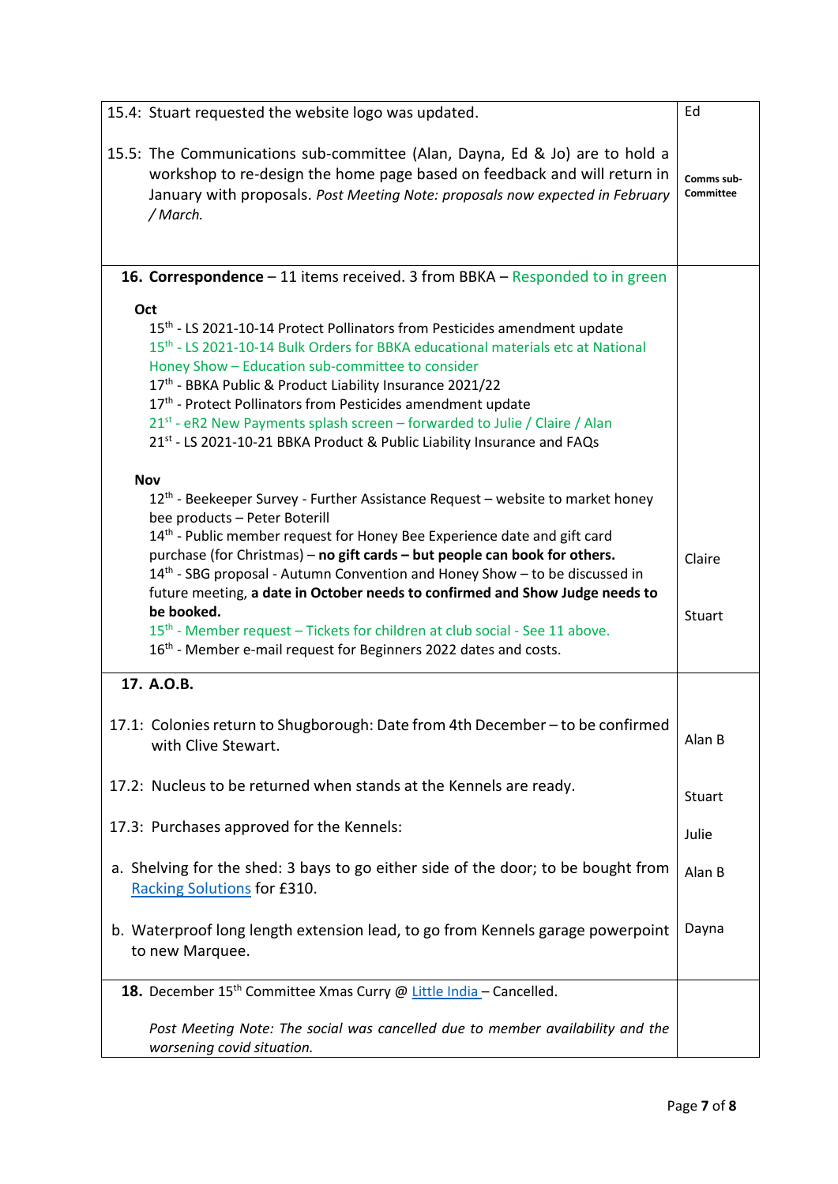| | |
|---|---|
| 15.4: Stuart requested the website logo was updated.<br><br>15.5: The Communications sub-committee (Alan, Dayna, Ed & Jo) are to hold a workshop to re-design the home page based on feedback and will return in January with proposals. *Post Meeting Note: proposals now expected in February / March.* | Ed<br><br>**Comms sub-Committee** |
| **16. Correspondence** – 11 items received. 3 from BBKA – Responded to in green<br><br>**Oct**<br>15th - LS 2021-10-14 Protect Pollinators from Pesticides amendment update<br>15th - LS 2021-10-14 Bulk Orders for BBKA educational materials etc at National Honey Show – Education sub-committee to consider<br>17th - BBKA Public & Product Liability Insurance 2021/22<br>17th - Protect Pollinators from Pesticides amendment update<br>21st - eR2 New Payments splash screen – forwarded to Julie / Claire / Alan<br>21st - LS 2021-10-21 BBKA Product & Public Liability Insurance and FAQs<br><br>**Nov**<br>12th - Beekeeper Survey - Further Assistance Request – website to market honey bee products – Peter Boterill<br>14th - Public member request for Honey Bee Experience date and gift card purchase (for Christmas) – **no gift cards – but people can book for others.**<br>14th - SBG proposal - Autumn Convention and Honey Show – to be discussed in future meeting, **a date in October needs to confirmed and Show Judge needs to be booked.**<br>15th - Member request – Tickets for children at club social - See 11 above.<br>16th - Member e-mail request for Beginners 2022 dates and costs. | <br><br><br><br><br><br><br><br><br><br><br><br>Claire<br><br>Stuart |
| **17. A.O.B.**<br><br>17.1: Colonies return to Shugborough: Date from 4th December – to be confirmed with Clive Stewart.<br><br>17.2: Nucleus to be returned when stands at the Kennels are ready.<br><br>17.3: Purchases approved for the Kennels:<br><br>a. Shelving for the shed: 3 bays to go either side of the door; to be bought from Racking Solutions for £310.<br><br>b. Waterproof long length extension lead, to go from Kennels garage powerpoint to new Marquee. | <br><br>Alan B<br><br>Stuart<br><br>Julie<br><br>Alan B<br><br>Dayna |
| **18.** December 15th Committee Xmas Curry @ Little India – Cancelled.<br><br>*Post Meeting Note: The social was cancelled due to member availability and the worsening covid situation.* | |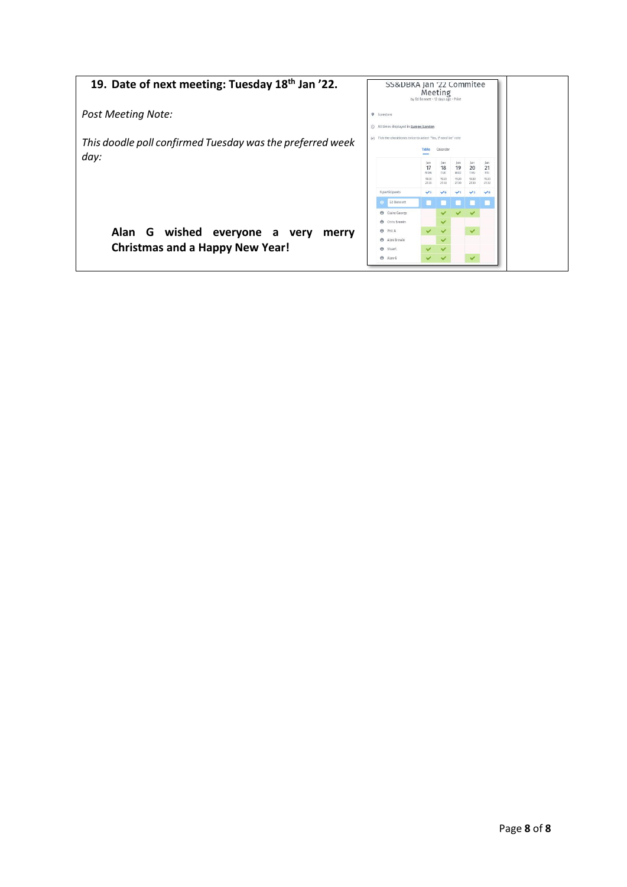## 19. Date of next meeting: Tuesday 18th Jan '22.

*Post Meeting Note:*

*This doodle poll confirmed Tuesday was the preferred week day:*

**Alan G wished everyone a very merry Christmas and a Happy New Year!**

SS&DBKA Jan '22 Commitee Meeting

by Ed Bennett • 12 days ago • Print

Sunstore

All times displayed in Europe/London

Tick the checkboxes twice to select "Yes, if need be" vote

Table Calendar

| | Jan 17 MON 19:30 21:30 | Jan 18 TUE 19:30 21:30 | Jan 19 WED 19:30 21:30 | Jan 20 THU 19:30 21:30 | Jan 21 FRI 19:30 21:30 |
|---|---|---|---|---|---|
| 6 participants | ✓3 | ✓6 | ✓1 | ✓3 | ✓0 |
| Ed Bennett | | | | | |
| Claire George | | ✓ | ✓ | ✓ | |
| Chris Brewin | | ✓ | | | |
| Phil A | ✓ | ✓ | | ✓ | |
| Alex Brown | | ✓ | | | |
| Stuart | ✓ | ✓ | | | |
| Alan G | ✓ | ✓ | | ✓ | |